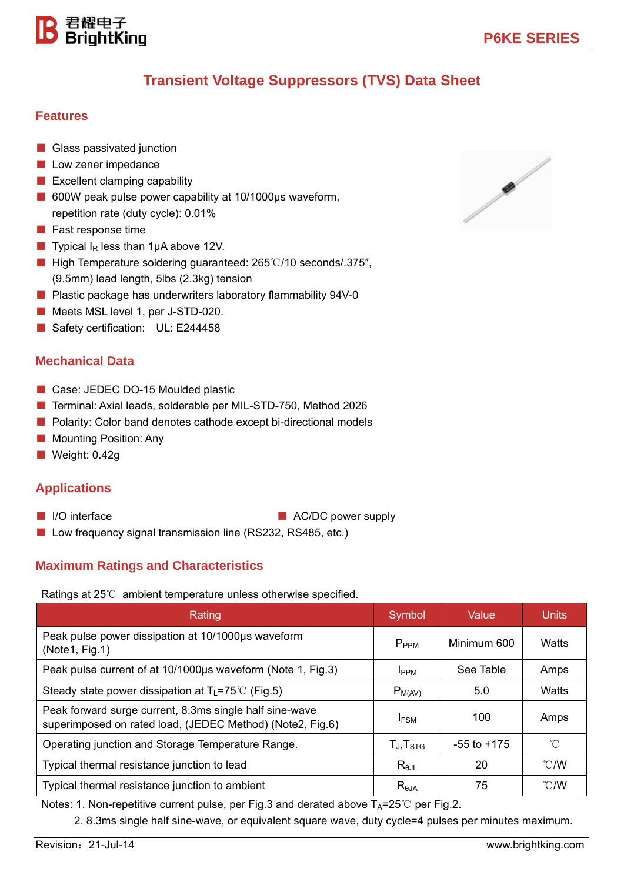# Transient Voltage Suppressors (TVS) Data Sheet

## Features

- Glass passivated junction
- Low zener impedance
- Excellent clamping capability
- 600W peak pulse power capability at 10/1000μs waveform, repetition rate (duty cycle): 0.01%
- Fast response time
- Typical $I_R$ less than 1μA above 12V.
- High Temperature soldering guaranteed: 265℃/10 seconds/.375″, (9.5mm) lead length, 5lbs (2.3kg) tension
- Plastic package has underwriters laboratory flammability 94V-0
- Meets MSL level 1, per J-STD-020.
- Safety certification: UL: E244458

## Mechanical Data

- Case: JEDEC DO-15 Moulded plastic
- Terminal: Axial leads, solderable per MIL-STD-750, Method 2026
- Polarity: Color band denotes cathode except bi-directional models
- Mounting Position: Any
- Weight: 0.42g

## Applications

- I/O interface
- AC/DC power supply
- Low frequency signal transmission line (RS232, RS485, etc.)

## Maximum Ratings and Characteristics

Ratings at 25℃ ambient temperature unless otherwise specified.

| Rating | Symbol | Value | Units |
|---|---|---|---|
| Peak pulse power dissipation at 10/1000μs waveform (Note1, Fig.1) | $P_{PPM}$ | Minimum 600 | Watts |
| Peak pulse current of at 10/1000μs waveform (Note 1, Fig.3) | $I_{PPM}$ | See Table | Amps |
| Steady state power dissipation at $T_L$=75℃ (Fig.5) | $P_{M(AV)}$ | 5.0 | Watts |
| Peak forward surge current, 8.3ms single half sine-wave superimposed on rated load, (JEDEC Method) (Note2, Fig.6) | $I_{FSM}$ | 100 | Amps |
| Operating junction and Storage Temperature Range. | $T_J$,$T_{STG}$ | -55 to +175 | ℃ |
| Typical thermal resistance junction to lead | $R_{\theta JL}$ | 20 | ℃/W |
| Typical thermal resistance junction to ambient | $R_{\theta JA}$ | 75 | ℃/W |

Notes: 1. Non-repetitive current pulse, per Fig.3 and derated above $T_A$=25℃ per Fig.2.

2. 8.3ms single half sine-wave, or equivalent square wave, duty cycle=4 pulses per minutes maximum.

Revision：21-Jul-14 www.brightking.com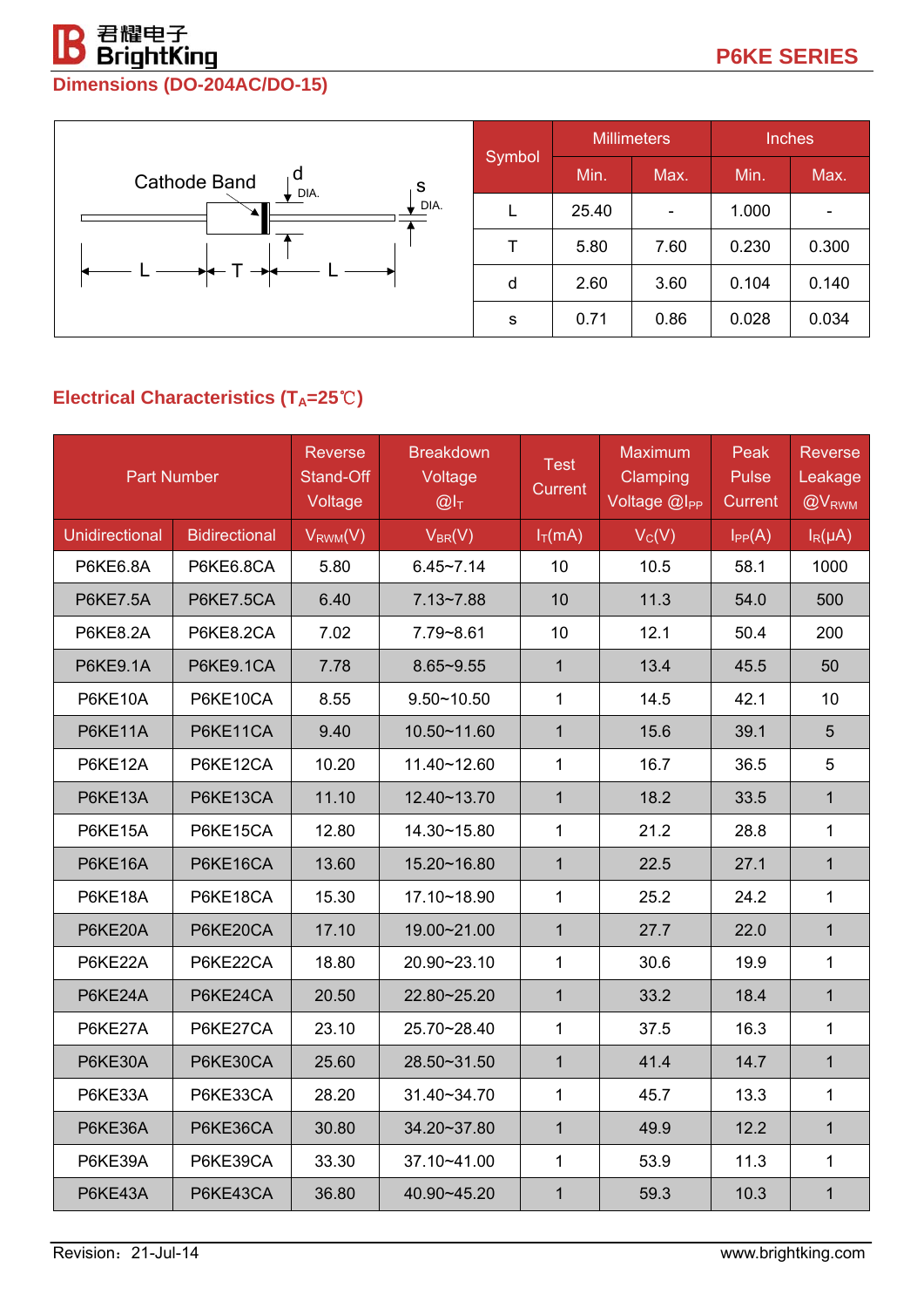## Dimensions (DO-204AC/DO-15)

Cathode Band

| Symbol | Millimeters | | Inches | |
|---|---|---|---|---|
| | Min. | Max. | Min. | Max. |
| L | 25.40 | - | 1.000 | - |
| T | 5.80 | 7.60 | 0.230 | 0.300 |
| d | 2.60 | 3.60 | 0.104 | 0.140 |
| s | 0.71 | 0.86 | 0.028 | 0.034 |

## Electrical Characteristics ($T_A$=25℃)

| Part Number | | Reverse Stand-Off Voltage | Breakdown Voltage @$I_T$ | Test Current | Maximum Clamping Voltage @$I_{PP}$ | Peak Pulse Current | Reverse Leakage @$V_{RWM}$ |
|---|---|---|---|---|---|---|---|
| Unidirectional | Bidirectional | $V_{RWM}$(V) | $V_{BR}$(V) | $I_T$(mA) | $V_C$(V) | $I_{PP}$(A) | $I_R$(μA) |
| P6KE6.8A | P6KE6.8CA | 5.80 | 6.45~7.14 | 10 | 10.5 | 58.1 | 1000 |
| P6KE7.5A | P6KE7.5CA | 6.40 | 7.13~7.88 | 10 | 11.3 | 54.0 | 500 |
| P6KE8.2A | P6KE8.2CA | 7.02 | 7.79~8.61 | 10 | 12.1 | 50.4 | 200 |
| P6KE9.1A | P6KE9.1CA | 7.78 | 8.65~9.55 | 1 | 13.4 | 45.5 | 50 |
| P6KE10A | P6KE10CA | 8.55 | 9.50~10.50 | 1 | 14.5 | 42.1 | 10 |
| P6KE11A | P6KE11CA | 9.40 | 10.50~11.60 | 1 | 15.6 | 39.1 | 5 |
| P6KE12A | P6KE12CA | 10.20 | 11.40~12.60 | 1 | 16.7 | 36.5 | 5 |
| P6KE13A | P6KE13CA | 11.10 | 12.40~13.70 | 1 | 18.2 | 33.5 | 1 |
| P6KE15A | P6KE15CA | 12.80 | 14.30~15.80 | 1 | 21.2 | 28.8 | 1 |
| P6KE16A | P6KE16CA | 13.60 | 15.20~16.80 | 1 | 22.5 | 27.1 | 1 |
| P6KE18A | P6KE18CA | 15.30 | 17.10~18.90 | 1 | 25.2 | 24.2 | 1 |
| P6KE20A | P6KE20CA | 17.10 | 19.00~21.00 | 1 | 27.7 | 22.0 | 1 |
| P6KE22A | P6KE22CA | 18.80 | 20.90~23.10 | 1 | 30.6 | 19.9 | 1 |
| P6KE24A | P6KE24CA | 20.50 | 22.80~25.20 | 1 | 33.2 | 18.4 | 1 |
| P6KE27A | P6KE27CA | 23.10 | 25.70~28.40 | 1 | 37.5 | 16.3 | 1 |
| P6KE30A | P6KE30CA | 25.60 | 28.50~31.50 | 1 | 41.4 | 14.7 | 1 |
| P6KE33A | P6KE33CA | 28.20 | 31.40~34.70 | 1 | 45.7 | 13.3 | 1 |
| P6KE36A | P6KE36CA | 30.80 | 34.20~37.80 | 1 | 49.9 | 12.2 | 1 |
| P6KE39A | P6KE39CA | 33.30 | 37.10~41.00 | 1 | 53.9 | 11.3 | 1 |
| P6KE43A | P6KE43CA | 36.80 | 40.90~45.20 | 1 | 59.3 | 10.3 | 1 |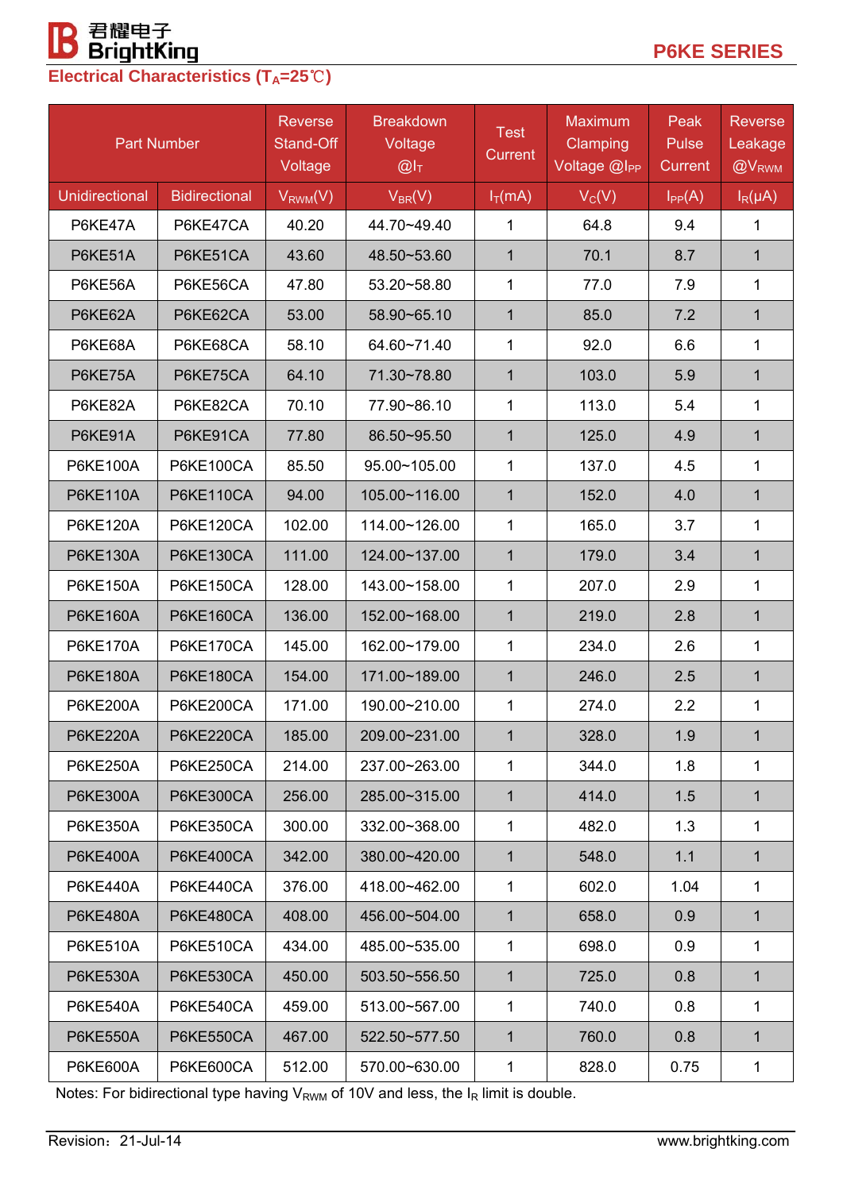## Electrical Characteristics ($T_A$=25℃)

| Part Number | | Reverse Stand-Off Voltage | Breakdown Voltage @$I_T$ | Test Current | Maximum Clamping Voltage @$I_{PP}$ | Peak Pulse Current | Reverse Leakage @$V_{RWM}$ |
|---|---|---|---|---|---|---|---|
| Unidirectional | Bidirectional | $V_{RWM}$(V) | $V_{BR}$(V) | $I_T$(mA) | $V_C$(V) | $I_{PP}$(A) | $I_R$(μA) |
| P6KE47A | P6KE47CA | 40.20 | 44.70~49.40 | 1 | 64.8 | 9.4 | 1 |
| P6KE51A | P6KE51CA | 43.60 | 48.50~53.60 | 1 | 70.1 | 8.7 | 1 |
| P6KE56A | P6KE56CA | 47.80 | 53.20~58.80 | 1 | 77.0 | 7.9 | 1 |
| P6KE62A | P6KE62CA | 53.00 | 58.90~65.10 | 1 | 85.0 | 7.2 | 1 |
| P6KE68A | P6KE68CA | 58.10 | 64.60~71.40 | 1 | 92.0 | 6.6 | 1 |
| P6KE75A | P6KE75CA | 64.10 | 71.30~78.80 | 1 | 103.0 | 5.9 | 1 |
| P6KE82A | P6KE82CA | 70.10 | 77.90~86.10 | 1 | 113.0 | 5.4 | 1 |
| P6KE91A | P6KE91CA | 77.80 | 86.50~95.50 | 1 | 125.0 | 4.9 | 1 |
| P6KE100A | P6KE100CA | 85.50 | 95.00~105.00 | 1 | 137.0 | 4.5 | 1 |
| P6KE110A | P6KE110CA | 94.00 | 105.00~116.00 | 1 | 152.0 | 4.0 | 1 |
| P6KE120A | P6KE120CA | 102.00 | 114.00~126.00 | 1 | 165.0 | 3.7 | 1 |
| P6KE130A | P6KE130CA | 111.00 | 124.00~137.00 | 1 | 179.0 | 3.4 | 1 |
| P6KE150A | P6KE150CA | 128.00 | 143.00~158.00 | 1 | 207.0 | 2.9 | 1 |
| P6KE160A | P6KE160CA | 136.00 | 152.00~168.00 | 1 | 219.0 | 2.8 | 1 |
| P6KE170A | P6KE170CA | 145.00 | 162.00~179.00 | 1 | 234.0 | 2.6 | 1 |
| P6KE180A | P6KE180CA | 154.00 | 171.00~189.00 | 1 | 246.0 | 2.5 | 1 |
| P6KE200A | P6KE200CA | 171.00 | 190.00~210.00 | 1 | 274.0 | 2.2 | 1 |
| P6KE220A | P6KE220CA | 185.00 | 209.00~231.00 | 1 | 328.0 | 1.9 | 1 |
| P6KE250A | P6KE250CA | 214.00 | 237.00~263.00 | 1 | 344.0 | 1.8 | 1 |
| P6KE300A | P6KE300CA | 256.00 | 285.00~315.00 | 1 | 414.0 | 1.5 | 1 |
| P6KE350A | P6KE350CA | 300.00 | 332.00~368.00 | 1 | 482.0 | 1.3 | 1 |
| P6KE400A | P6KE400CA | 342.00 | 380.00~420.00 | 1 | 548.0 | 1.1 | 1 |
| P6KE440A | P6KE440CA | 376.00 | 418.00~462.00 | 1 | 602.0 | 1.04 | 1 |
| P6KE480A | P6KE480CA | 408.00 | 456.00~504.00 | 1 | 658.0 | 0.9 | 1 |
| P6KE510A | P6KE510CA | 434.00 | 485.00~535.00 | 1 | 698.0 | 0.9 | 1 |
| P6KE530A | P6KE530CA | 450.00 | 503.50~556.50 | 1 | 725.0 | 0.8 | 1 |
| P6KE540A | P6KE540CA | 459.00 | 513.00~567.00 | 1 | 740.0 | 0.8 | 1 |
| P6KE550A | P6KE550CA | 467.00 | 522.50~577.50 | 1 | 760.0 | 0.8 | 1 |
| P6KE600A | P6KE600CA | 512.00 | 570.00~630.00 | 1 | 828.0 | 0.75 | 1 |

Notes: For bidirectional type having $V_{RWM}$ of 10V and less, the $I_R$ limit is double.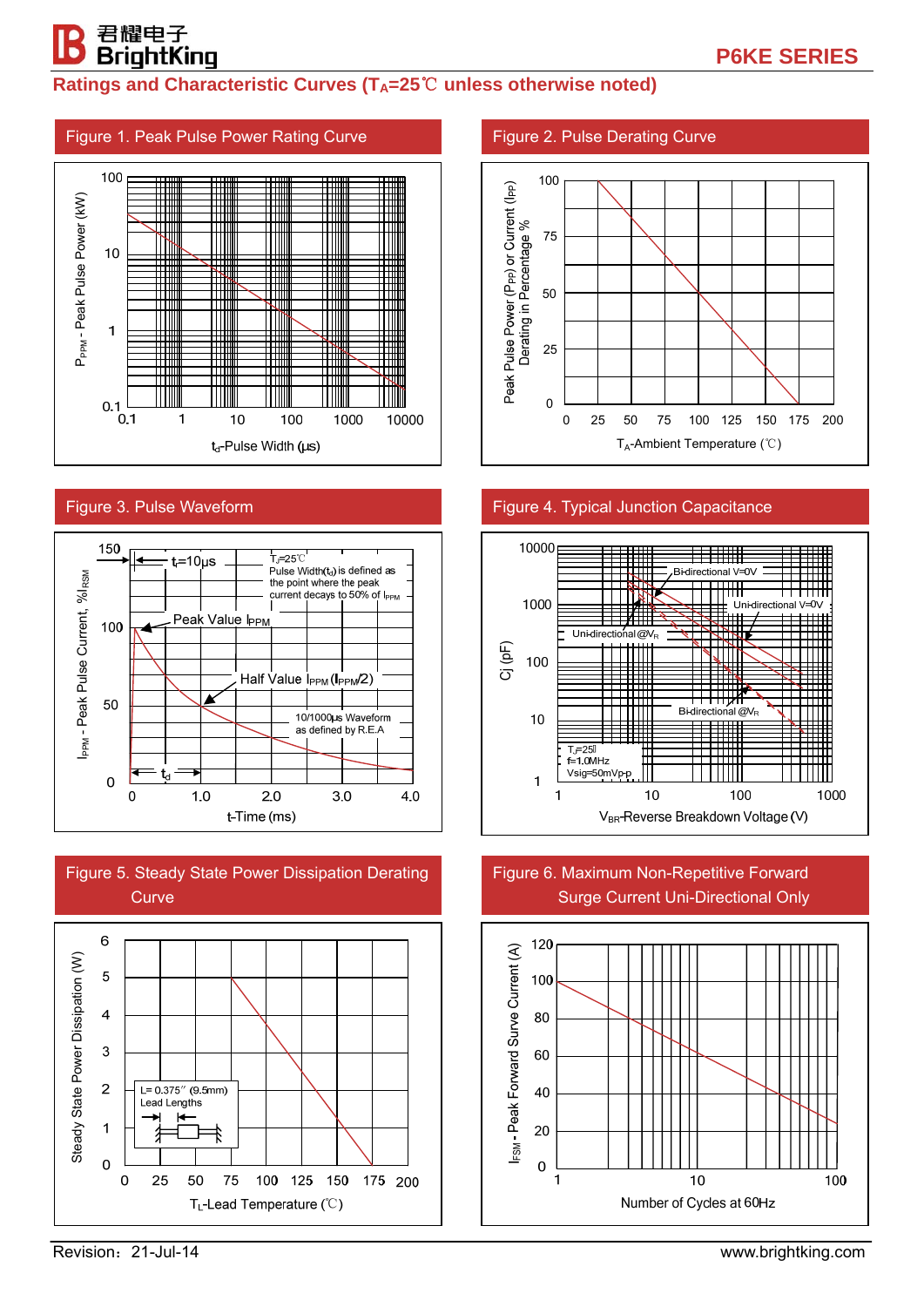## Ratings and Characteristic Curves ($T_A$=25℃ unless otherwise noted)

### Figure 1. Peak Pulse Power Rating Curve

$P_{PPM}$ - Peak Pulse Power (kW)

100, 10, 1, 0.1

0.1, 1, 10, 100, 1000, 10000

$t_d$-Pulse Width (μs)

### Figure 2. Pulse Derating Curve

Peak Pulse Power ($P_{PP}$) or Current ($I_{PP}$) Derating in Percentage %

100, 75, 50, 25, 0

0, 25, 50, 75, 100, 125, 150, 175, 200

$T_A$-Ambient Temperature (℃)

### Figure 3. Pulse Waveform

$I_{PPM}$ - Peak Pulse Current, %$I_{RSM}$

150, 100, 50, 0

0, 1.0, 2.0, 3.0, 4.0

t-Time (ms)

$t_r$=10μs

$T_J$=25℃
Pulse Width($t_d$) is defined as the point where the peak current decays to 50% of $I_{PPM}$

Peak Value $I_{PPM}$

Half Value $I_{PPM}$ ($I_{PPM}$/2)

10/1000μs Waveform as defined by R.E.A

$t_d$

### Figure 4. Typical Junction Capacitance

Cj (pF)

10000, 1000, 100, 10, 1

1, 10, 100, 1000

$V_{BR}$-Reverse Breakdown Voltage (V)

Bi-directional V=0V

Uni-directional V=0V

Uni-directional @$V_R$

Bi-directional @$V_R$

$T_J$=25℃
f=1.0MHz
Vsig=50mVp-p

### Figure 5. Steady State Power Dissipation Derating Curve

Steady State Power Dissipation (W)

6, 5, 4, 3, 2, 1, 0

0, 25, 50, 75, 100, 125, 150, 175, 200

$T_L$-Lead Temperature (℃)

L= 0.375″ (9.5mm) Lead Lengths

### Figure 6. Maximum Non-Repetitive Forward Surge Current Uni-Directional Only

$I_{FSM}$ - Peak Forward Surve Current (A)

120, 100, 80, 60, 40, 20, 0

1, 10, 100

Number of Cycles at 60Hz

Revision：21-Jul-14

www.brightking.com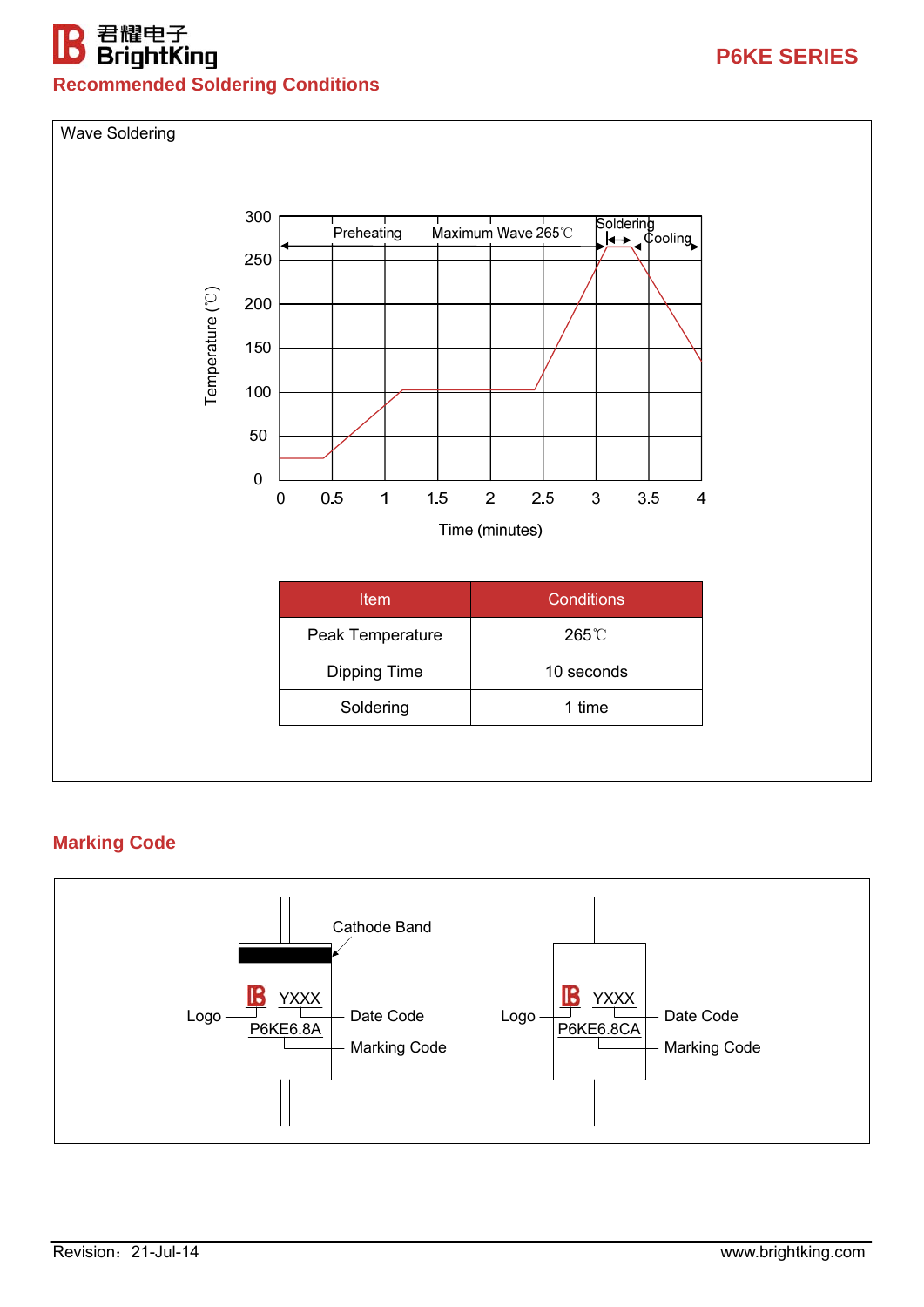## Recommended Soldering Conditions

Wave Soldering

| Item | Conditions |
|---|---|
| Peak Temperature | 265℃ |
| Dipping Time | 10 seconds |
| Soldering | 1 time |

## Marking Code

Cathode Band

Logo — YXXX — Date Code

P6KE6.8A — Marking Code

Logo — YXXX — Date Code

P6KE6.8CA — Marking Code

Revision：21-Jul-14

www.brightking.com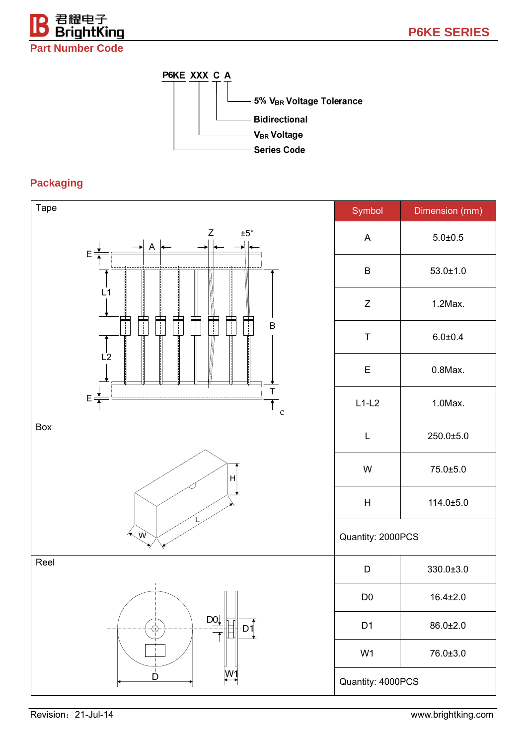## Part Number Code

**P6KE XXX C A**

- 5% $V_{BR}$ Voltage Tolerance
- Bidirectional
- $V_{BR}$ Voltage
- Series Code

## Packaging

| Packaging | Symbol | Dimension (mm) |
|---|---|---|
| Tape | A | 5.0±0.5 |
| | B | 53.0±1.0 |
| | Z | 1.2Max. |
| | T | 6.0±0.4 |
| | E | 0.8Max. |
| | L1-L2 | 1.0Max. |
| Box | L | 250.0±5.0 |
| | W | 75.0±5.0 |
| | H | 114.0±5.0 |
| | Quantity: 2000PCS | |
| Reel | D | 330.0±3.0 |
| | D0 | 16.4±2.0 |
| | D1 | 86.0±2.0 |
| | W1 | 76.0±3.0 |
| | Quantity: 4000PCS | |

Revision：21-Jul-14